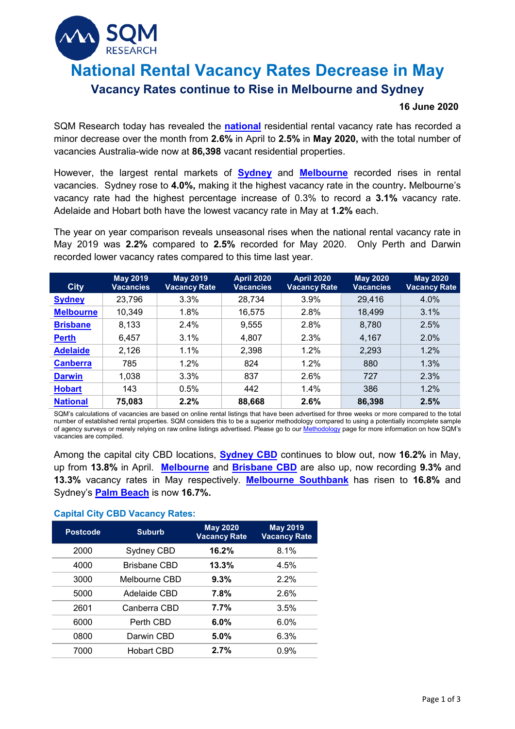# National Rental Vacancy Rates Decrease in May

## Vacancy Rates continue to Rise in Melbourne and Sydney

**16 June 2020**

SQM Research today has revealed the **national** residential rental vacancy rate has recorded a minor decrease over the month from **2.6%** in April to **2.5%** in **May 2020,** with the total number of vacancies Australia-wide now at **86,398** vacant residential properties.

However, the largest rental markets of **Sydney** and **Melbourne** recorded rises in rental vacancies. Sydney rose to **4.0%,** making it the highest vacancy rate in the country**.** Melbourne's vacancy rate had the highest percentage increase of 0.3% to record a **3.1%** vacancy rate. Adelaide and Hobart both have the lowest vacancy rate in May at **1.2%** each.

The year on year comparison reveals unseasonal rises when the national rental vacancy rate in May 2019 was **2.2%** compared to **2.5%** recorded for May 2020. Only Perth and Darwin recorded lower vacancy rates compared to this time last year.

| City | May 2019 Vacancies | May 2019 Vacancy Rate | April 2020 Vacancies | April 2020 Vacancy Rate | May 2020 Vacancies | May 2020 Vacancy Rate |
|---|---|---|---|---|---|---|
| **Sydney** | 23,796 | 3.3% | 28,734 | 3.9% | 29,416 | 4.0% |
| **Melbourne** | 10,349 | 1.8% | 16,575 | 2.8% | 18,499 | 3.1% |
| **Brisbane** | 8,133 | 2.4% | 9,555 | 2.8% | 8,780 | 2.5% |
| **Perth** | 6,457 | 3.1% | 4,807 | 2.3% | 4,167 | 2.0% |
| **Adelaide** | 2,126 | 1.1% | 2,398 | 1.2% | 2,293 | 1.2% |
| **Canberra** | 785 | 1.2% | 824 | 1.2% | 880 | 1.3% |
| **Darwin** | 1,038 | 3.3% | 837 | 2.6% | 727 | 2.3% |
| **Hobart** | 143 | 0.5% | 442 | 1.4% | 386 | 1.2% |
| **National** | **75,083** | **2.2%** | **88,668** | **2.6%** | **86,398** | **2.5%** |

SQM's calculations of vacancies are based on online rental listings that have been advertised for three weeks or more compared to the total number of established rental properties. SQM considers this to be a superior methodology compared to using a potentially incomplete sample of agency surveys or merely relying on raw online listings advertised. Please go to our Methodology page for more information on how SQM's vacancies are compiled.

Among the capital city CBD locations, **Sydney CBD** continues to blow out, now **16.2%** in May, up from **13.8%** in April. **Melbourne** and **Brisbane CBD** are also up, now recording **9.3%** and **13.3%** vacancy rates in May respectively. **Melbourne Southbank** has risen to **16.8%** and Sydney's **Palm Beach** is now **16.7%.**

### Capital City CBD Vacancy Rates:

| Postcode | Suburb | May 2020 Vacancy Rate | May 2019 Vacancy Rate |
|---|---|---|---|
| 2000 | Sydney CBD | **16.2%** | 8.1% |
| 4000 | Brisbane CBD | **13.3%** | 4.5% |
| 3000 | Melbourne CBD | **9.3%** | 2.2% |
| 5000 | Adelaide CBD | **7.8%** | 2.6% |
| 2601 | Canberra CBD | **7.7%** | 3.5% |
| 6000 | Perth CBD | **6.0%** | 6.0% |
| 0800 | Darwin CBD | **5.0%** | 6.3% |
| 7000 | Hobart CBD | **2.7%** | 0.9% |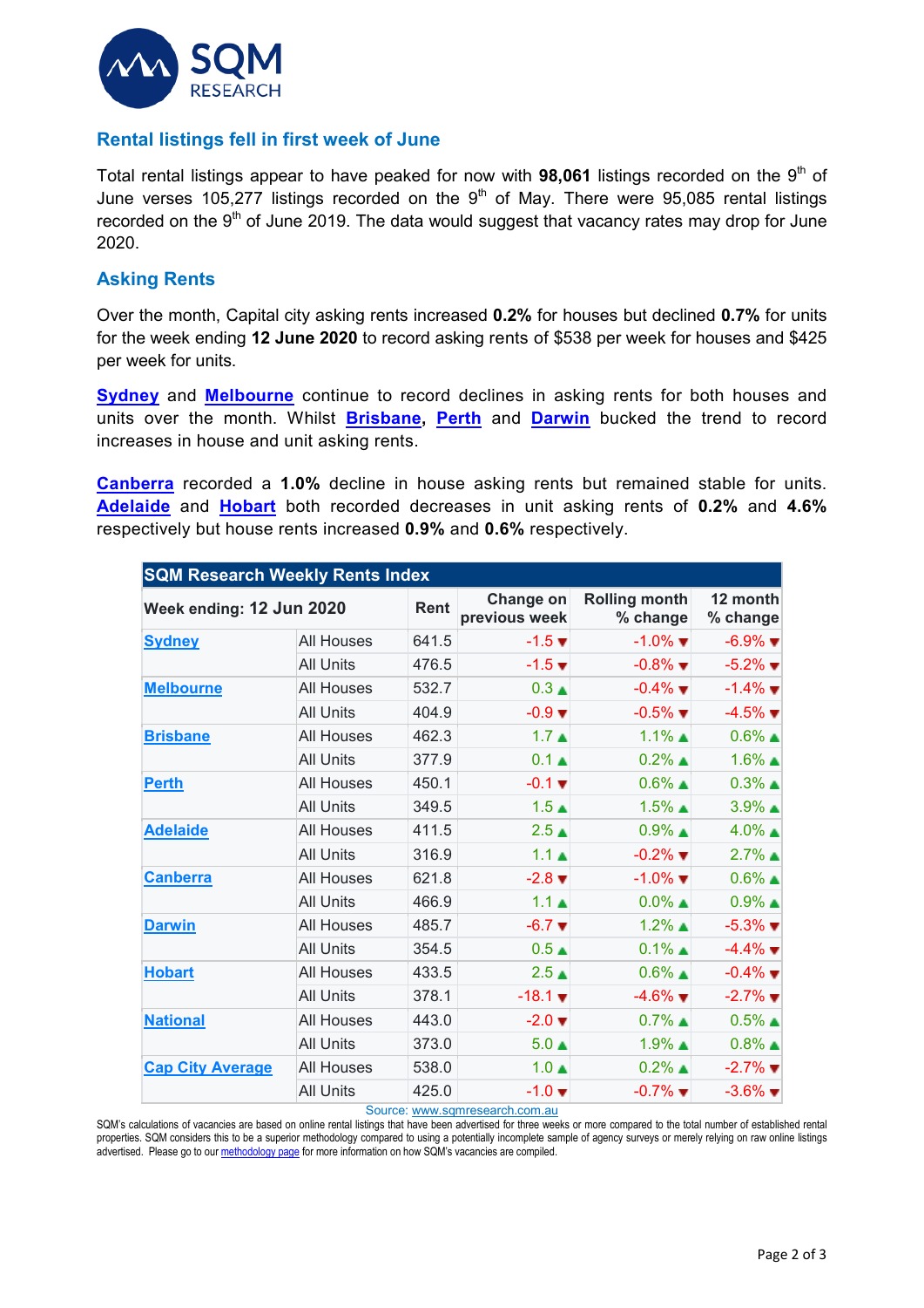## Rental listings fell in first week of June

Total rental listings appear to have peaked for now with **98,061** listings recorded on the 9th of June verses 105,277 listings recorded on the 9th of May. There were 95,085 rental listings recorded on the 9th of June 2019. The data would suggest that vacancy rates may drop for June 2020.

## Asking Rents

Over the month, Capital city asking rents increased **0.2%** for houses but declined **0.7%** for units for the week ending **12 June 2020** to record asking rents of $538 per week for houses and $425 per week for units.

**Sydney** and **Melbourne** continue to record declines in asking rents for both houses and units over the month. Whilst **Brisbane**, **Perth** and **Darwin** bucked the trend to record increases in house and unit asking rents.

**Canberra** recorded a **1.0%** decline in house asking rents but remained stable for units. **Adelaide** and **Hobart** both recorded decreases in unit asking rents of **0.2%** and **4.6%** respectively but house rents increased **0.9%** and **0.6%** respectively.

| SQM Research Weekly Rents Index | | | | | |
|---|---|---|---|---|---|
| **Week ending: 12 Jun 2020** | | **Rent** | **Change on previous week** | **Rolling month % change** | **12 month % change** |
| Sydney | All Houses | 641.5 | -1.5 ▼ | -1.0% ▼ | -6.9% ▼ |
| | All Units | 476.5 | -1.5 ▼ | -0.8% ▼ | -5.2% ▼ |
| Melbourne | All Houses | 532.7 | 0.3 ▲ | -0.4% ▼ | -1.4% ▼ |
| | All Units | 404.9 | -0.9 ▼ | -0.5% ▼ | -4.5% ▼ |
| Brisbane | All Houses | 462.3 | 1.7 ▲ | 1.1% ▲ | 0.6% ▲ |
| | All Units | 377.9 | 0.1 ▲ | 0.2% ▲ | 1.6% ▲ |
| Perth | All Houses | 450.1 | -0.1 ▼ | 0.6% ▲ | 0.3% ▲ |
| | All Units | 349.5 | 1.5 ▲ | 1.5% ▲ | 3.9% ▲ |
| Adelaide | All Houses | 411.5 | 2.5 ▲ | 0.9% ▲ | 4.0% ▲ |
| | All Units | 316.9 | 1.1 ▲ | -0.2% ▼ | 2.7% ▲ |
| Canberra | All Houses | 621.8 | -2.8 ▼ | -1.0% ▼ | 0.6% ▲ |
| | All Units | 466.9 | 1.1 ▲ | 0.0% ▲ | 0.9% ▲ |
| Darwin | All Houses | 485.7 | -6.7 ▼ | 1.2% ▲ | -5.3% ▼ |
| | All Units | 354.5 | 0.5 ▲ | 0.1% ▲ | -4.4% ▼ |
| Hobart | All Houses | 433.5 | 2.5 ▲ | 0.6% ▲ | -0.4% ▼ |
| | All Units | 378.1 | -18.1 ▼ | -4.6% ▼ | -2.7% ▼ |
| National | All Houses | 443.0 | -2.0 ▼ | 0.7% ▲ | 0.5% ▲ |
| | All Units | 373.0 | 5.0 ▲ | 1.9% ▲ | 0.8% ▲ |
| Cap City Average | All Houses | 538.0 | 1.0 ▲ | 0.2% ▲ | -2.7% ▼ |
| | All Units | 425.0 | -1.0 ▼ | -0.7% ▼ | -3.6% ▼ |

Source: www.sqmresearch.com.au

SQM's calculations of vacancies are based on online rental listings that have been advertised for three weeks or more compared to the total number of established rental properties. SQM considers this to be a superior methodology compared to using a potentially incomplete sample of agency surveys or merely relying on raw online listings advertised. Please go to our methodology page for more information on how SQM's vacancies are compiled.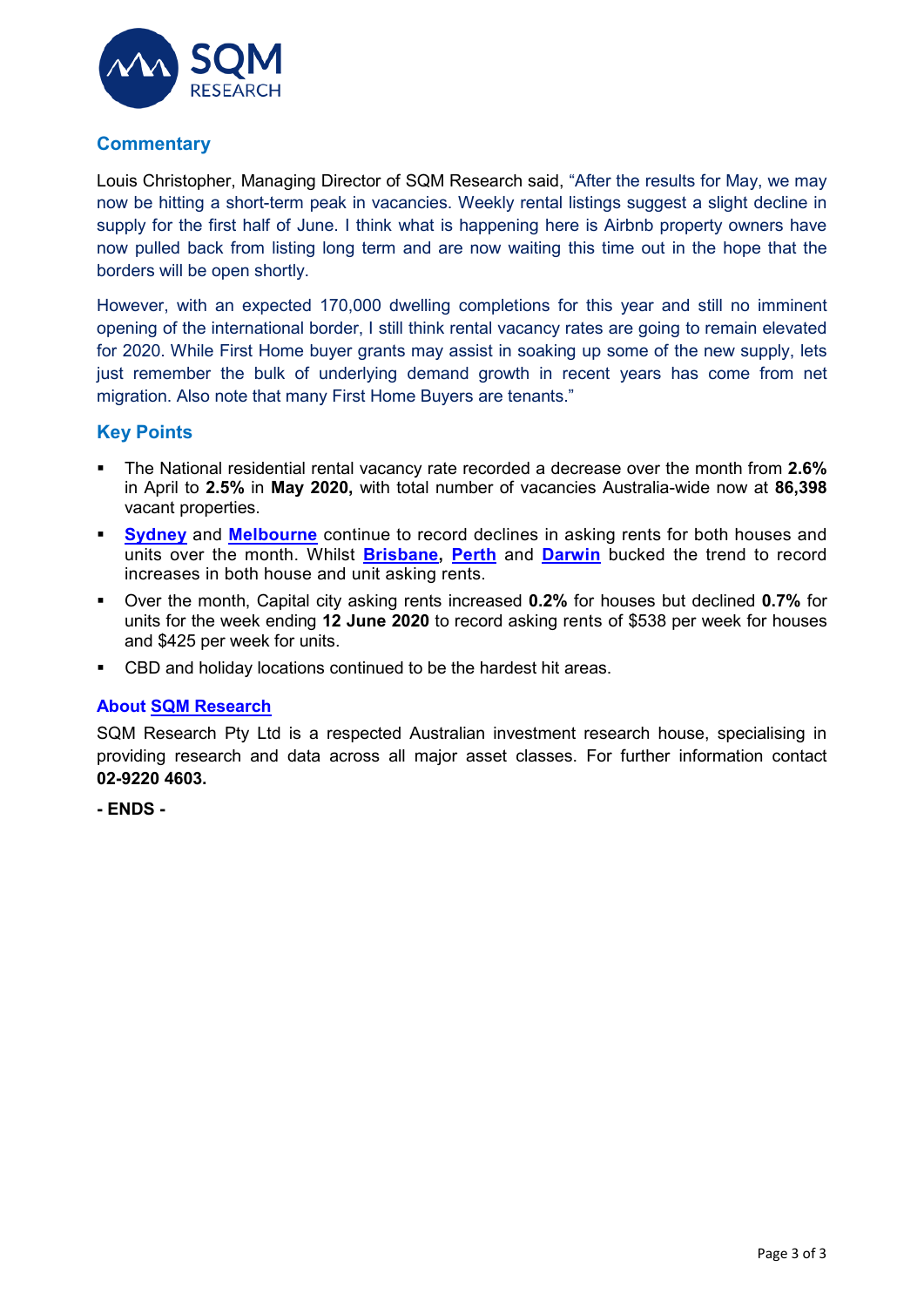## Commentary

Louis Christopher, Managing Director of SQM Research said, "After the results for May, we may now be hitting a short-term peak in vacancies. Weekly rental listings suggest a slight decline in supply for the first half of June. I think what is happening here is Airbnb property owners have now pulled back from listing long term and are now waiting this time out in the hope that the borders will be open shortly.

However, with an expected 170,000 dwelling completions for this year and still no imminent opening of the international border, I still think rental vacancy rates are going to remain elevated for 2020. While First Home buyer grants may assist in soaking up some of the new supply, lets just remember the bulk of underlying demand growth in recent years has come from net migration. Also note that many First Home Buyers are tenants."

## Key Points

- The National residential rental vacancy rate recorded a decrease over the month from **2.6%** in April to **2.5%** in **May 2020,** with total number of vacancies Australia-wide now at **86,398** vacant properties.
- **Sydney** and **Melbourne** continue to record declines in asking rents for both houses and units over the month. Whilst **Brisbane, Perth** and **Darwin** bucked the trend to record increases in both house and unit asking rents.
- Over the month, Capital city asking rents increased **0.2%** for houses but declined **0.7%** for units for the week ending **12 June 2020** to record asking rents of $538 per week for houses and $425 per week for units.
- CBD and holiday locations continued to be the hardest hit areas.

## About SQM Research

SQM Research Pty Ltd is a respected Australian investment research house, specialising in providing research and data across all major asset classes. For further information contact **02-9220 4603.**

**- ENDS -**